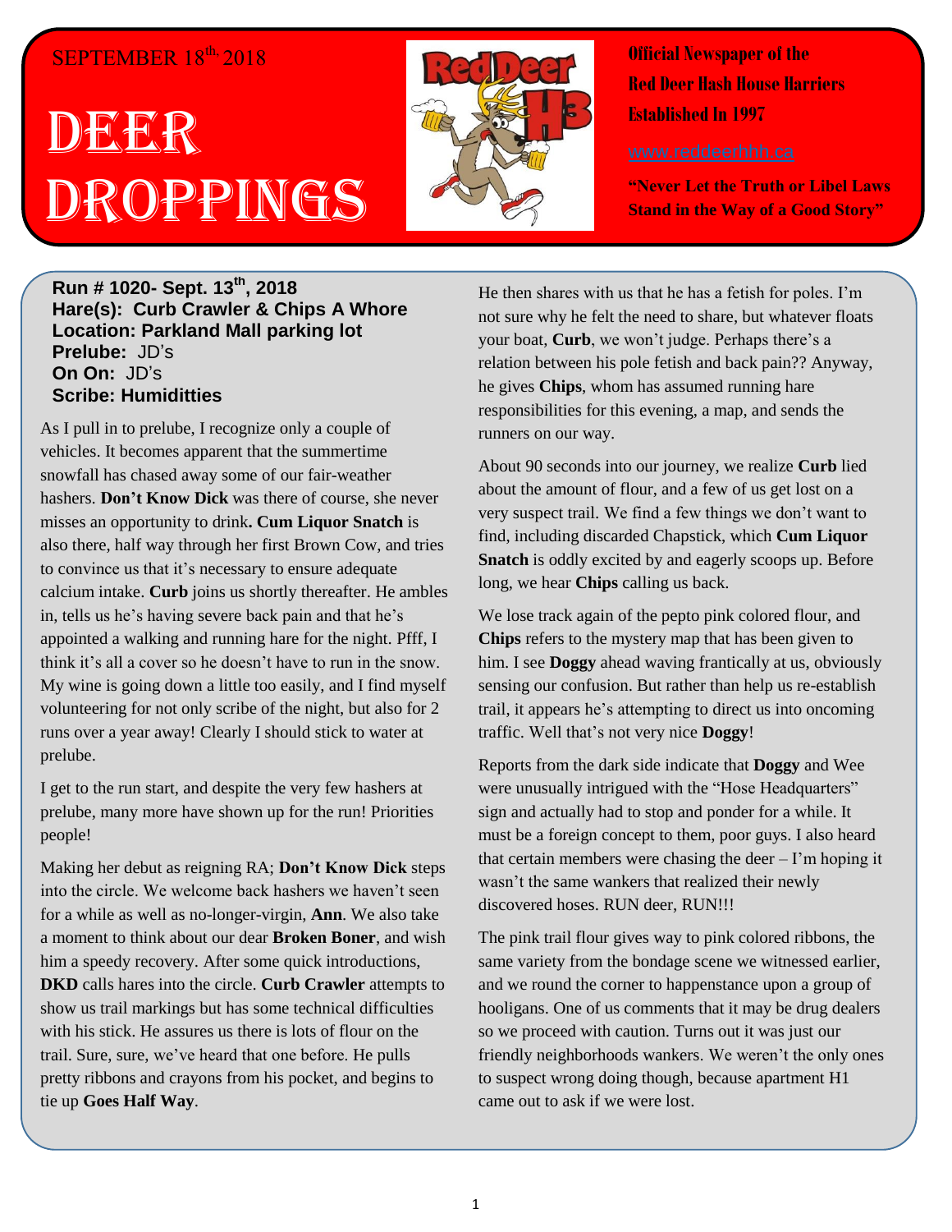SEPTEMBER 18th, 2018

# DEER DROPPINGS

**Official Newspaper of the Red Deer Hash House Harriers Established In 1997**

www.reddeerhhh.ca

**"Never Let the Truth or Libel Laws Stand in the Way of a Good Story"**

**Run # 1020- Sept. 13th, 2018**
**Hare(s): Curb Crawler & Chips A Whore**
**Location: Parkland Mall parking lot**
**Prelude:** JD's
**On On:** JD's
**Scribe: Humiditties**

As I pull in to prelube, I recognize only a couple of vehicles. It becomes apparent that the summertime snowfall has chased away some of our fair-weather hashers. **Don't Know Dick** was there of course, she never misses an opportunity to drink**. Cum Liquor Snatch** is also there, half way through her first Brown Cow, and tries to convince us that it's necessary to ensure adequate calcium intake. **Curb** joins us shortly thereafter. He ambles in, tells us he's having severe back pain and that he's appointed a walking and running hare for the night. Pfff, I think it's all a cover so he doesn't have to run in the snow. My wine is going down a little too easily, and I find myself volunteering for not only scribe of the night, but also for 2 runs over a year away! Clearly I should stick to water at prelube.

I get to the run start, and despite the very few hashers at prelube, many more have shown up for the run! Priorities people!

Making her debut as reigning RA; **Don't Know Dick** steps into the circle. We welcome back hashers we haven't seen for a while as well as no-longer-virgin, **Ann**. We also take a moment to think about our dear **Broken Boner**, and wish him a speedy recovery. After some quick introductions, **DKD** calls hares into the circle. **Curb Crawler** attempts to show us trail markings but has some technical difficulties with his stick. He assures us there is lots of flour on the trail. Sure, sure, we've heard that one before. He pulls pretty ribbons and crayons from his pocket, and begins to tie up **Goes Half Way**.

He then shares with us that he has a fetish for poles. I'm not sure why he felt the need to share, but whatever floats your boat, **Curb**, we won't judge. Perhaps there's a relation between his pole fetish and back pain?? Anyway, he gives **Chips**, whom has assumed running hare responsibilities for this evening, a map, and sends the runners on our way.

About 90 seconds into our journey, we realize **Curb** lied about the amount of flour, and a few of us get lost on a very suspect trail. We find a few things we don't want to find, including discarded Chapstick, which **Cum Liquor Snatch** is oddly excited by and eagerly scoops up. Before long, we hear **Chips** calling us back.

We lose track again of the pepto pink colored flour, and **Chips** refers to the mystery map that has been given to him. I see **Doggy** ahead waving frantically at us, obviously sensing our confusion. But rather than help us re-establish trail, it appears he's attempting to direct us into oncoming traffic. Well that's not very nice **Doggy**!

Reports from the dark side indicate that **Doggy** and Wee were unusually intrigued with the "Hose Headquarters" sign and actually had to stop and ponder for a while. It must be a foreign concept to them, poor guys. I also heard that certain members were chasing the deer – I'm hoping it wasn't the same wankers that realized their newly discovered hoses. RUN deer, RUN!!!

The pink trail flour gives way to pink colored ribbons, the same variety from the bondage scene we witnessed earlier, and we round the corner to happenstance upon a group of hooligans. One of us comments that it may be drug dealers so we proceed with caution. Turns out it was just our friendly neighborhoods wankers. We weren't the only ones to suspect wrong doing though, because apartment H1 came out to ask if we were lost.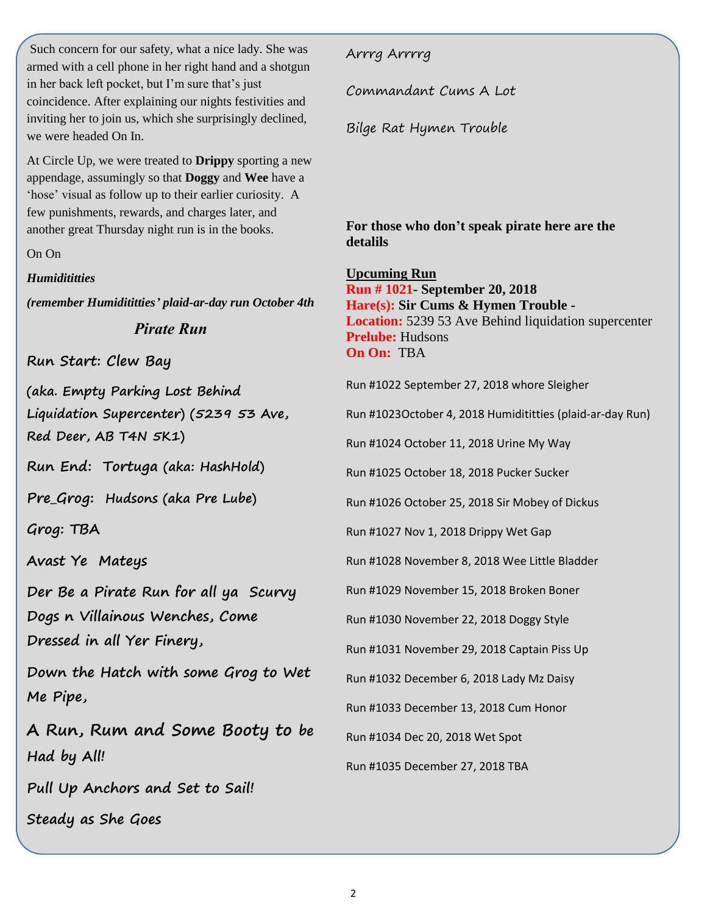Such concern for our safety, what a nice lady. She was armed with a cell phone in her right hand and a shotgun in her back left pocket, but I'm sure that's just coincidence. After explaining our nights festivities and inviting her to join us, which she surprisingly declined, we were headed On In.

At Circle Up, we were treated to **Drippy** sporting a new appendage, assumingly so that **Doggy** and **Wee** have a 'hose' visual as follow up to their earlier curiosity. A few punishments, rewards, and charges later, and another great Thursday night run is in the books.

On On

***Humididitties***

***(remember Humididitties' plaid-ar-day run October 4th***

## *Pirate Run*

**Run Start: Clew Bay**

**(aka. Empty Parking Lost Behind Liquidation Supercenter) (5239 53 Ave, Red Deer, AB T4N 5K1)**

**Run End: Tortuga (aka: HashHold)**

**Pre_Grog: Hudsons (aka Pre Lube)**

**Grog: TBA**

**Avast Ye Mateys**

**Der Be a Pirate Run for all ya Scurvy Dogs n Villainous Wenches, Come Dressed in all Yer Finery,**

**Down the Hatch with some Grog to Wet Me Pipe,**

**A Run, Rum and Some Booty to be Had by All!**

**Pull Up Anchors and Set to Sail!**

**Steady as She Goes**

Arrrg Arrrrg

Commandant Cums A Lot

Bilge Rat Hymen Trouble

**For those who don't speak pirate here are the detalils**

**Upcuming Run**
**Run # 1021- September 20, 2018**
**Hare(s): Sir Cums & Hymen Trouble -**
**Location:** 5239 53 Ave Behind liquidation supercenter
**Prelube:** Hudsons
**On On:** TBA

Run #1022 September 27, 2018 whore Sleigher

Run #1023October 4, 2018 Humididitties (plaid-ar-day Run)

Run #1024 October 11, 2018 Urine My Way

Run #1025 October 18, 2018 Pucker Sucker

Run #1026 October 25, 2018 Sir Mobey of Dickus

Run #1027 Nov 1, 2018 Drippy Wet Gap

Run #1028 November 8, 2018 Wee Little Bladder

Run #1029 November 15, 2018 Broken Boner

Run #1030 November 22, 2018 Doggy Style

Run #1031 November 29, 2018 Captain Piss Up

Run #1032 December 6, 2018 Lady Mz Daisy

Run #1033 December 13, 2018 Cum Honor

Run #1034 Dec 20, 2018 Wet Spot

Run #1035 December 27, 2018 TBA